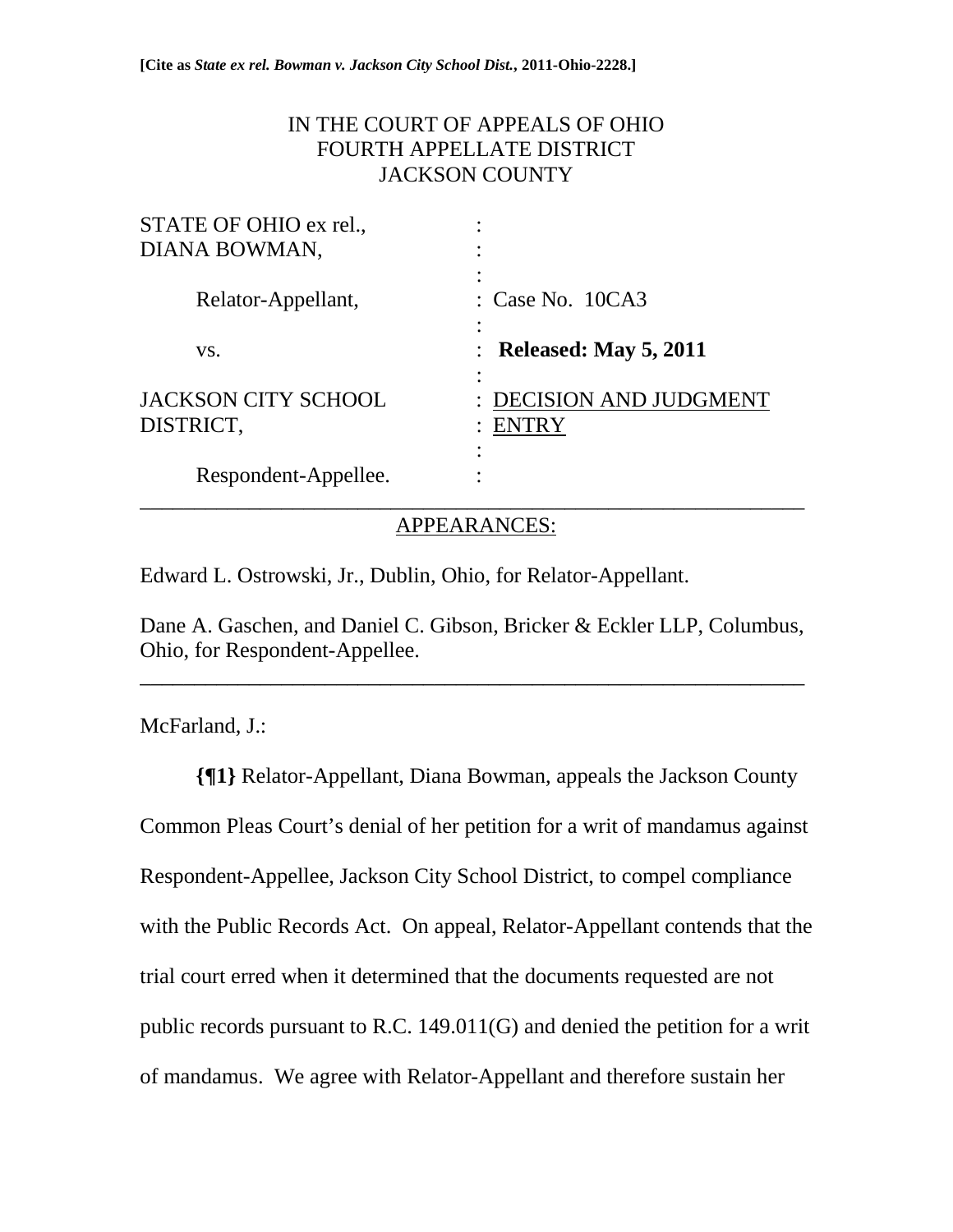**[Cite as *State ex rel. Bowman v. Jackson City School Dist.*, 2011-Ohio-2228.]**

IN THE COURT OF APPEALS OF OHIO
FOURTH APPELLATE DISTRICT
JACKSON COUNTY

| | |
|---|---|
| STATE OF OHIO ex rel., DIANA BOWMAN, | |
| Relator-Appellant, | Case No. 10CA3 |
| vs. | **Released: May 5, 2011** |
| JACKSON CITY SCHOOL DISTRICT, | DECISION AND JUDGMENT ENTRY |
| Respondent-Appellee. | |

APPEARANCES:

Edward L. Ostrowski, Jr., Dublin, Ohio, for Relator-Appellant.

Dane A. Gaschen, and Daniel C. Gibson, Bricker & Eckler LLP, Columbus, Ohio, for Respondent-Appellee.

---

McFarland, J.:

**{¶1}** Relator-Appellant, Diana Bowman, appeals the Jackson County Common Pleas Court's denial of her petition for a writ of mandamus against Respondent-Appellee, Jackson City School District, to compel compliance with the Public Records Act. On appeal, Relator-Appellant contends that the trial court erred when it determined that the documents requested are not public records pursuant to R.C. 149.011(G) and denied the petition for a writ of mandamus. We agree with Relator-Appellant and therefore sustain her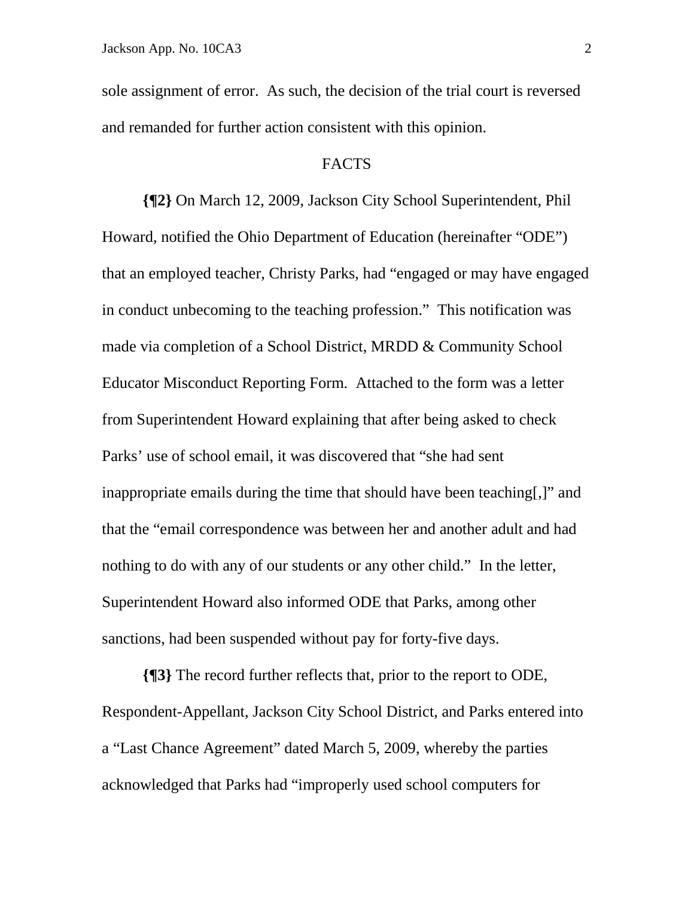sole assignment of error. As such, the decision of the trial court is reversed and remanded for further action consistent with this opinion.

## FACTS

**{¶2}** On March 12, 2009, Jackson City School Superintendent, Phil Howard, notified the Ohio Department of Education (hereinafter "ODE") that an employed teacher, Christy Parks, had "engaged or may have engaged in conduct unbecoming to the teaching profession." This notification was made via completion of a School District, MRDD & Community School Educator Misconduct Reporting Form. Attached to the form was a letter from Superintendent Howard explaining that after being asked to check Parks' use of school email, it was discovered that "she had sent inappropriate emails during the time that should have been teaching[,]" and that the "email correspondence was between her and another adult and had nothing to do with any of our students or any other child." In the letter, Superintendent Howard also informed ODE that Parks, among other sanctions, had been suspended without pay for forty-five days.

**{¶3}** The record further reflects that, prior to the report to ODE, Respondent-Appellant, Jackson City School District, and Parks entered into a "Last Chance Agreement" dated March 5, 2009, whereby the parties acknowledged that Parks had "improperly used school computers for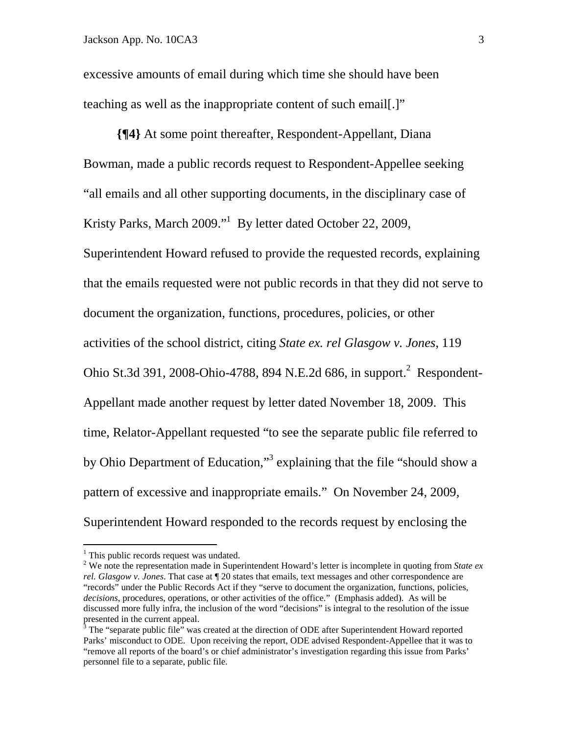excessive amounts of email during which time she should have been teaching as well as the inappropriate content of such email[.]"

**{¶4}** At some point thereafter, Respondent-Appellant, Diana Bowman, made a public records request to Respondent-Appellee seeking "all emails and all other supporting documents, in the disciplinary case of Kristy Parks, March 2009."[1] By letter dated October 22, 2009, Superintendent Howard refused to provide the requested records, explaining that the emails requested were not public records in that they did not serve to document the organization, functions, procedures, policies, or other activities of the school district, citing *State ex. rel Glasgow v. Jones*, 119 Ohio St.3d 391, 2008-Ohio-4788, 894 N.E.2d 686, in support.[2] Respondent-Appellant made another request by letter dated November 18, 2009. This time, Relator-Appellant requested "to see the separate public file referred to by Ohio Department of Education,"[3] explaining that the file "should show a pattern of excessive and inappropriate emails." On November 24, 2009, Superintendent Howard responded to the records request by enclosing the

---

[1] This public records request was undated.

[2] We note the representation made in Superintendent Howard's letter is incomplete in quoting from *State ex rel. Glasgow v. Jones*. That case at ¶ 20 states that emails, text messages and other correspondence are "records" under the Public Records Act if they "serve to document the organization, functions, policies, *decisions*, procedures, operations, or other activities of the office." (Emphasis added). As will be discussed more fully infra, the inclusion of the word "decisions" is integral to the resolution of the issue presented in the current appeal.

[3] The "separate public file" was created at the direction of ODE after Superintendent Howard reported Parks' misconduct to ODE. Upon receiving the report, ODE advised Respondent-Appellee that it was to "remove all reports of the board's or chief administrator's investigation regarding this issue from Parks' personnel file to a separate, public file.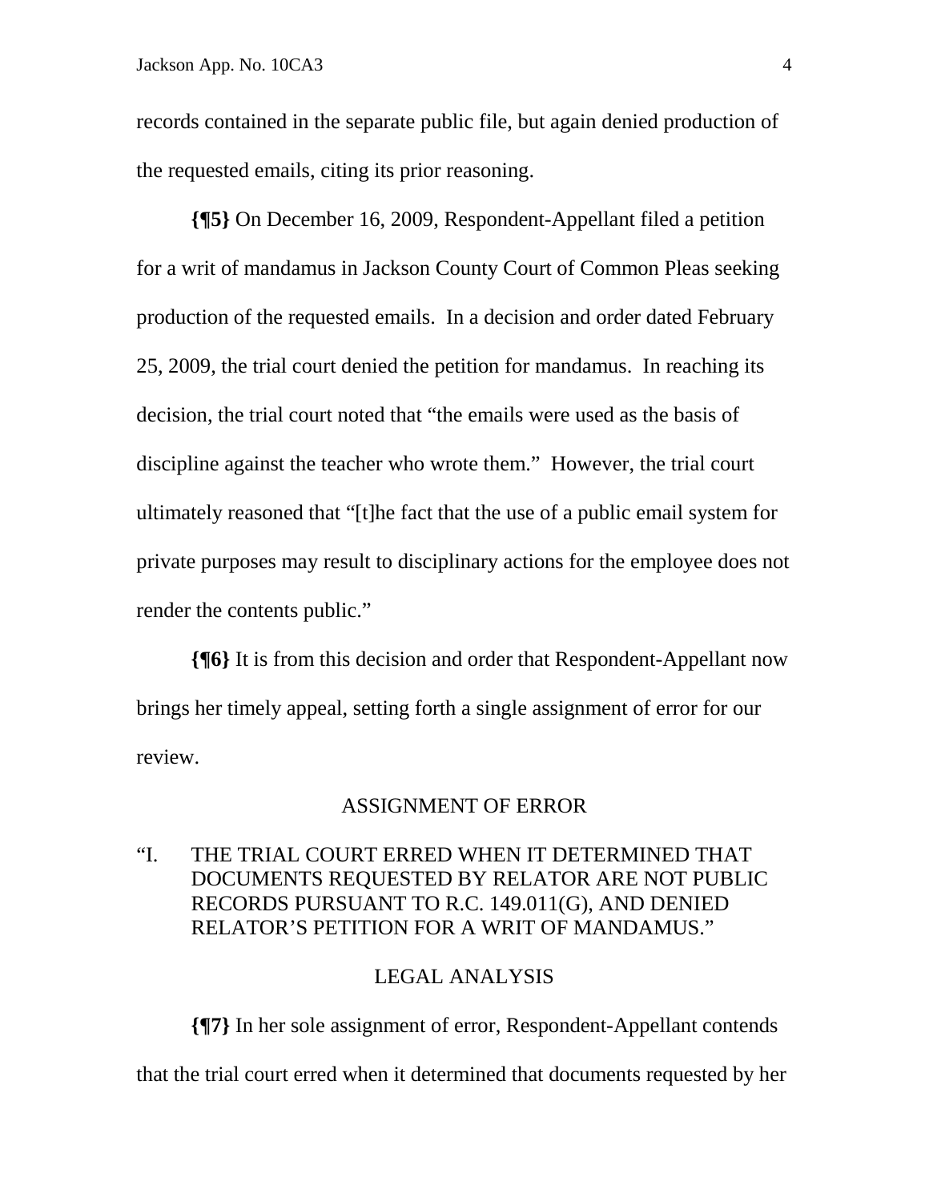records contained in the separate public file, but again denied production of the requested emails, citing its prior reasoning.

**{¶5}** On December 16, 2009, Respondent-Appellant filed a petition for a writ of mandamus in Jackson County Court of Common Pleas seeking production of the requested emails. In a decision and order dated February 25, 2009, the trial court denied the petition for mandamus. In reaching its decision, the trial court noted that "the emails were used as the basis of discipline against the teacher who wrote them." However, the trial court ultimately reasoned that "[t]he fact that the use of a public email system for private purposes may result to disciplinary actions for the employee does not render the contents public."

**{¶6}** It is from this decision and order that Respondent-Appellant now brings her timely appeal, setting forth a single assignment of error for our review.

ASSIGNMENT OF ERROR

"I. THE TRIAL COURT ERRED WHEN IT DETERMINED THAT DOCUMENTS REQUESTED BY RELATOR ARE NOT PUBLIC RECORDS PURSUANT TO R.C. 149.011(G), AND DENIED RELATOR'S PETITION FOR A WRIT OF MANDAMUS."

LEGAL ANALYSIS

**{¶7}** In her sole assignment of error, Respondent-Appellant contends that the trial court erred when it determined that documents requested by her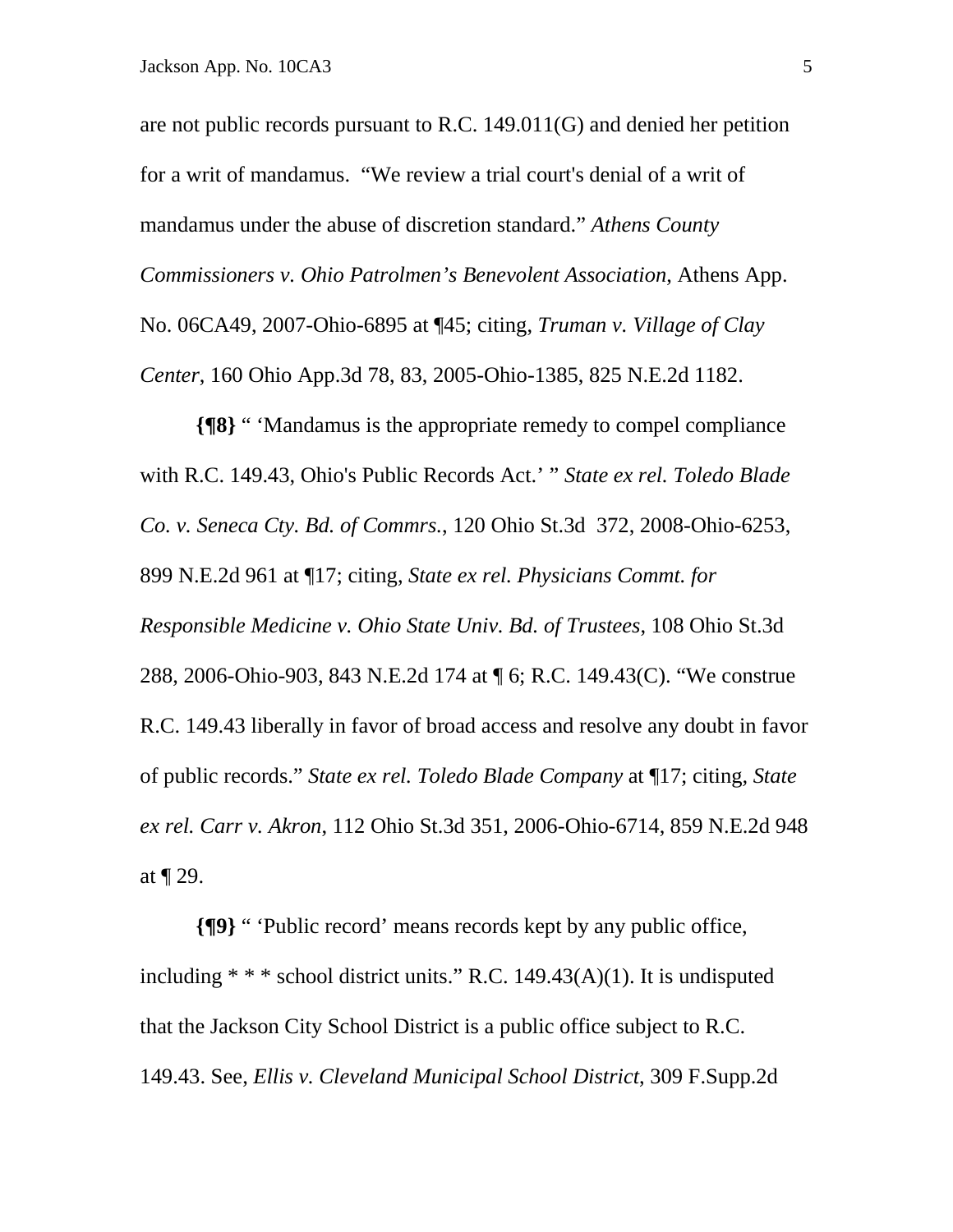are not public records pursuant to R.C. 149.011(G) and denied her petition for a writ of mandamus. "We review a trial court's denial of a writ of mandamus under the abuse of discretion standard." *Athens County Commissioners v. Ohio Patrolmen's Benevolent Association*, Athens App. No. 06CA49, 2007-Ohio-6895 at ¶45; citing, *Truman v. Village of Clay Center*, 160 Ohio App.3d 78, 83, 2005-Ohio-1385, 825 N.E.2d 1182.

**{¶8}** " 'Mandamus is the appropriate remedy to compel compliance with R.C. 149.43, Ohio's Public Records Act.' " *State ex rel. Toledo Blade Co. v. Seneca Cty. Bd. of Commrs.*, 120 Ohio St.3d 372, 2008-Ohio-6253, 899 N.E.2d 961 at ¶17; citing, *State ex rel. Physicians Commt. for Responsible Medicine v. Ohio State Univ. Bd. of Trustees*, 108 Ohio St.3d 288, 2006-Ohio-903, 843 N.E.2d 174 at ¶ 6; R.C. 149.43(C). "We construe R.C. 149.43 liberally in favor of broad access and resolve any doubt in favor of public records." *State ex rel. Toledo Blade Company* at ¶17; citing, *State ex rel. Carr v. Akron*, 112 Ohio St.3d 351, 2006-Ohio-6714, 859 N.E.2d 948 at ¶ 29.

**{¶9}** " 'Public record' means records kept by any public office, including * * * school district units." R.C. 149.43(A)(1). It is undisputed that the Jackson City School District is a public office subject to R.C. 149.43. See, *Ellis v. Cleveland Municipal School District*, 309 F.Supp.2d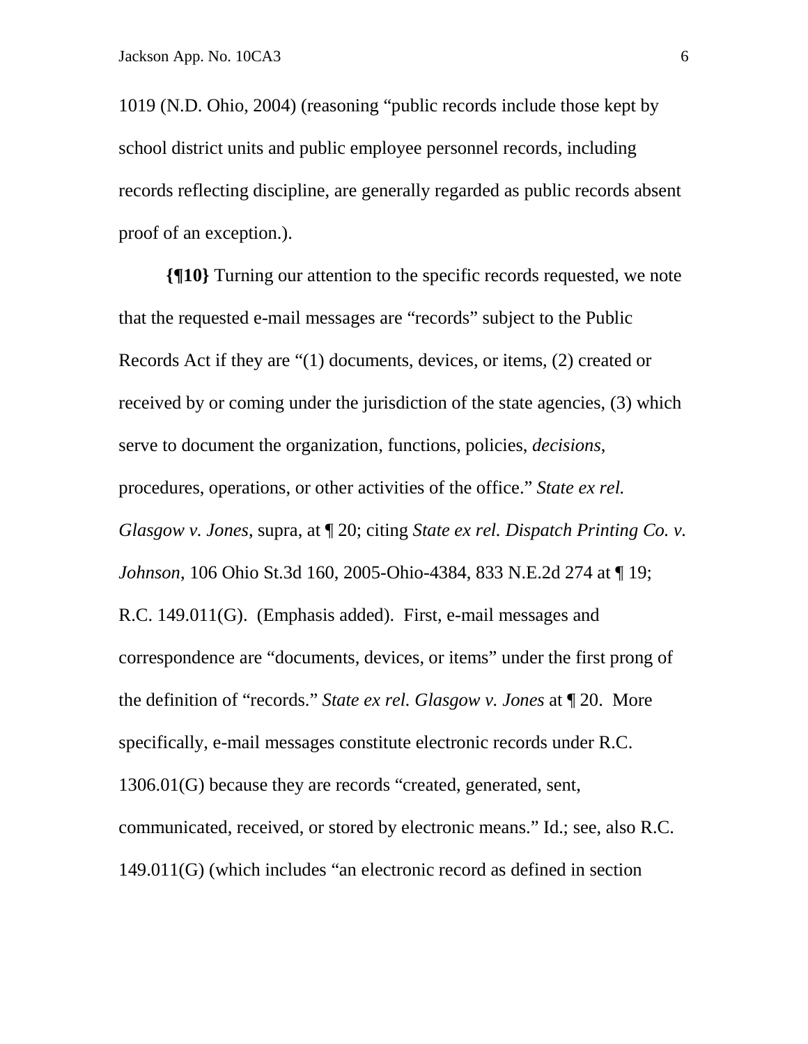1019 (N.D. Ohio, 2004) (reasoning "public records include those kept by school district units and public employee personnel records, including records reflecting discipline, are generally regarded as public records absent proof of an exception.).

**{¶10}** Turning our attention to the specific records requested, we note that the requested e-mail messages are "records" subject to the Public Records Act if they are "(1) documents, devices, or items, (2) created or received by or coming under the jurisdiction of the state agencies, (3) which serve to document the organization, functions, policies, *decisions*, procedures, operations, or other activities of the office." *State ex rel. Glasgow v. Jones*, supra, at ¶ 20; citing *State ex rel. Dispatch Printing Co. v. Johnson*, 106 Ohio St.3d 160, 2005-Ohio-4384, 833 N.E.2d 274 at ¶ 19; R.C. 149.011(G). (Emphasis added). First, e-mail messages and correspondence are "documents, devices, or items" under the first prong of the definition of "records." *State ex rel. Glasgow v. Jones* at ¶ 20. More specifically, e-mail messages constitute electronic records under R.C. 1306.01(G) because they are records "created, generated, sent, communicated, received, or stored by electronic means." Id.; see, also R.C. 149.011(G) (which includes "an electronic record as defined in section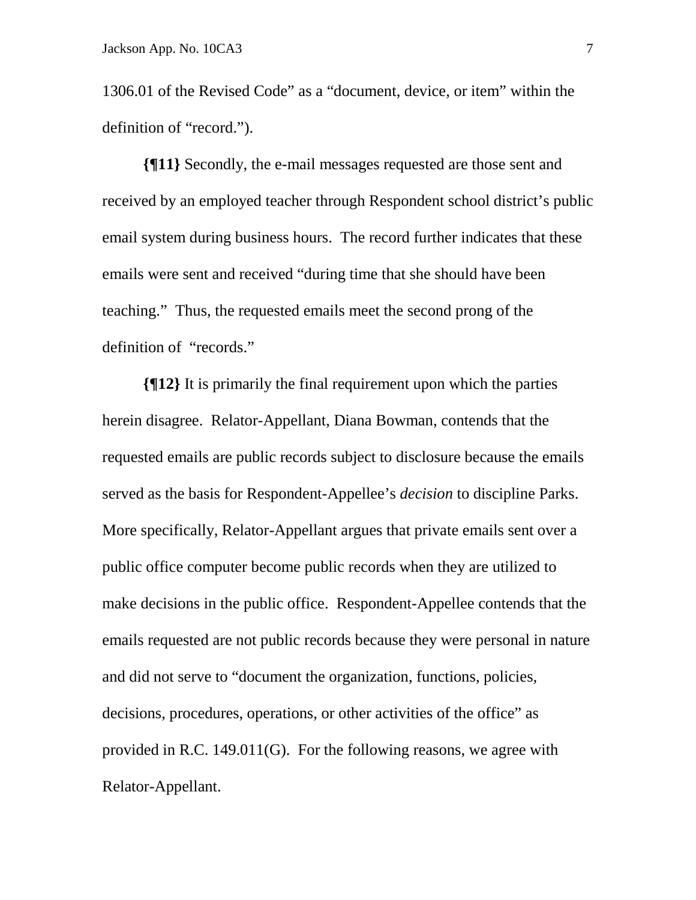1306.01 of the Revised Code" as a "document, device, or item" within the definition of "record.").

**{¶11}** Secondly, the e-mail messages requested are those sent and received by an employed teacher through Respondent school district's public email system during business hours. The record further indicates that these emails were sent and received "during time that she should have been teaching." Thus, the requested emails meet the second prong of the definition of "records."

**{¶12}** It is primarily the final requirement upon which the parties herein disagree. Relator-Appellant, Diana Bowman, contends that the requested emails are public records subject to disclosure because the emails served as the basis for Respondent-Appellee's *decision* to discipline Parks. More specifically, Relator-Appellant argues that private emails sent over a public office computer become public records when they are utilized to make decisions in the public office. Respondent-Appellee contends that the emails requested are not public records because they were personal in nature and did not serve to "document the organization, functions, policies, decisions, procedures, operations, or other activities of the office" as provided in R.C. 149.011(G). For the following reasons, we agree with Relator-Appellant.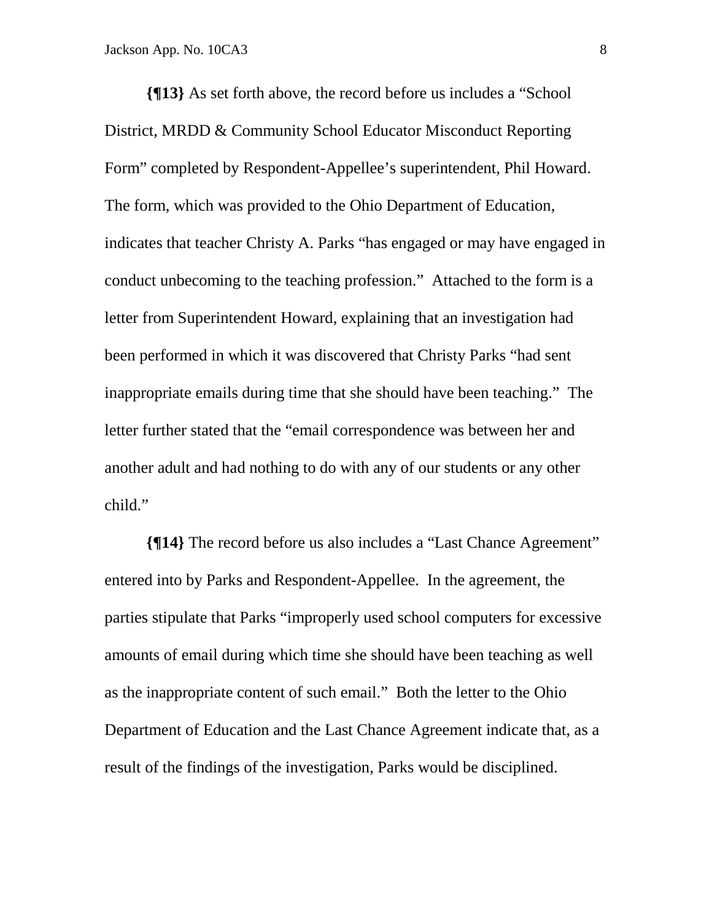**{¶13}** As set forth above, the record before us includes a "School District, MRDD & Community School Educator Misconduct Reporting Form" completed by Respondent-Appellee's superintendent, Phil Howard. The form, which was provided to the Ohio Department of Education, indicates that teacher Christy A. Parks "has engaged or may have engaged in conduct unbecoming to the teaching profession." Attached to the form is a letter from Superintendent Howard, explaining that an investigation had been performed in which it was discovered that Christy Parks "had sent inappropriate emails during time that she should have been teaching." The letter further stated that the "email correspondence was between her and another adult and had nothing to do with any of our students or any other child."

**{¶14}** The record before us also includes a "Last Chance Agreement" entered into by Parks and Respondent-Appellee. In the agreement, the parties stipulate that Parks "improperly used school computers for excessive amounts of email during which time she should have been teaching as well as the inappropriate content of such email." Both the letter to the Ohio Department of Education and the Last Chance Agreement indicate that, as a result of the findings of the investigation, Parks would be disciplined.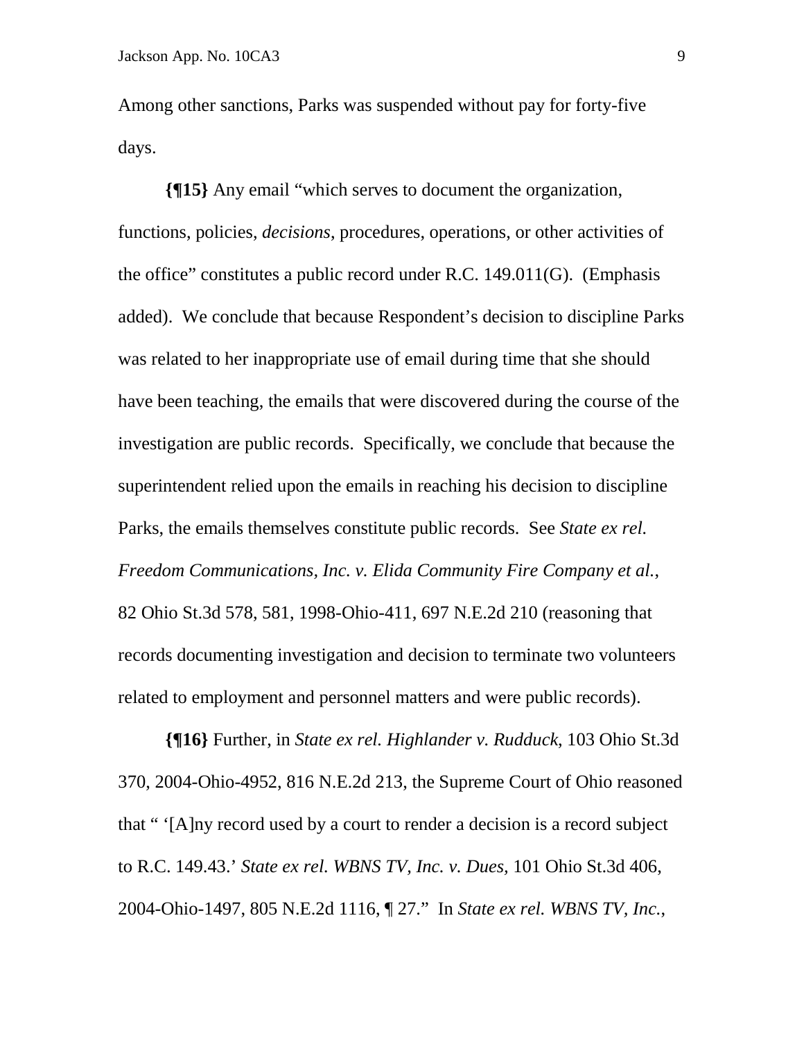Among other sanctions, Parks was suspended without pay for forty-five days.

**{¶15}** Any email "which serves to document the organization, functions, policies, *decisions*, procedures, operations, or other activities of the office" constitutes a public record under R.C. 149.011(G). (Emphasis added). We conclude that because Respondent's decision to discipline Parks was related to her inappropriate use of email during time that she should have been teaching, the emails that were discovered during the course of the investigation are public records. Specifically, we conclude that because the superintendent relied upon the emails in reaching his decision to discipline Parks, the emails themselves constitute public records. See *State ex rel. Freedom Communications, Inc. v. Elida Community Fire Company et al.*, 82 Ohio St.3d 578, 581, 1998-Ohio-411, 697 N.E.2d 210 (reasoning that records documenting investigation and decision to terminate two volunteers related to employment and personnel matters and were public records).

**{¶16}** Further, in *State ex rel. Highlander v. Rudduck*, 103 Ohio St.3d 370, 2004-Ohio-4952, 816 N.E.2d 213, the Supreme Court of Ohio reasoned that " '[A]ny record used by a court to render a decision is a record subject to R.C. 149.43.' *State ex rel. WBNS TV, Inc. v. Dues*, 101 Ohio St.3d 406, 2004-Ohio-1497, 805 N.E.2d 1116, ¶ 27." In *State ex rel. WBNS TV, Inc.*,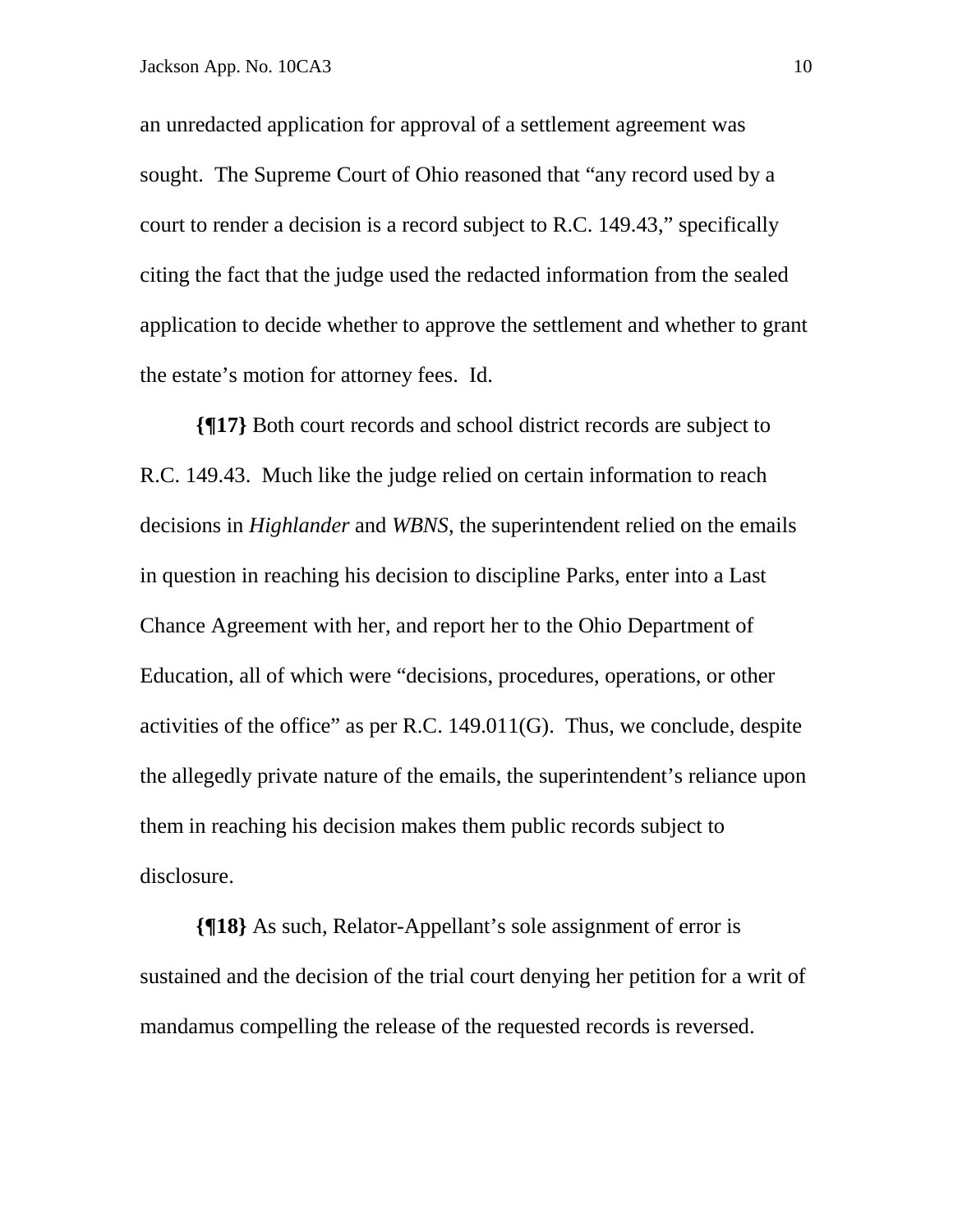an unredacted application for approval of a settlement agreement was sought. The Supreme Court of Ohio reasoned that "any record used by a court to render a decision is a record subject to R.C. 149.43," specifically citing the fact that the judge used the redacted information from the sealed application to decide whether to approve the settlement and whether to grant the estate's motion for attorney fees. Id.

**{¶17}** Both court records and school district records are subject to R.C. 149.43. Much like the judge relied on certain information to reach decisions in *Highlander* and *WBNS*, the superintendent relied on the emails in question in reaching his decision to discipline Parks, enter into a Last Chance Agreement with her, and report her to the Ohio Department of Education, all of which were "decisions, procedures, operations, or other activities of the office" as per R.C. 149.011(G). Thus, we conclude, despite the allegedly private nature of the emails, the superintendent's reliance upon them in reaching his decision makes them public records subject to disclosure.

**{¶18}** As such, Relator-Appellant's sole assignment of error is sustained and the decision of the trial court denying her petition for a writ of mandamus compelling the release of the requested records is reversed.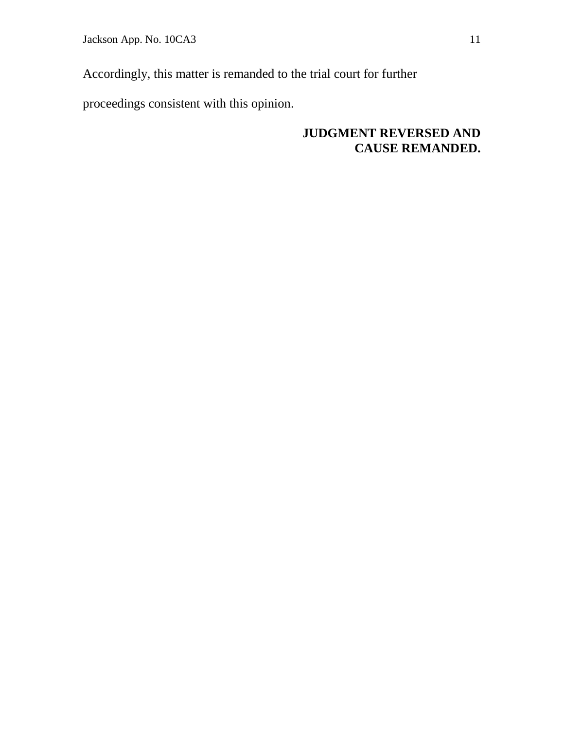Accordingly, this matter is remanded to the trial court for further proceedings consistent with this opinion.

**JUDGMENT REVERSED AND CAUSE REMANDED.**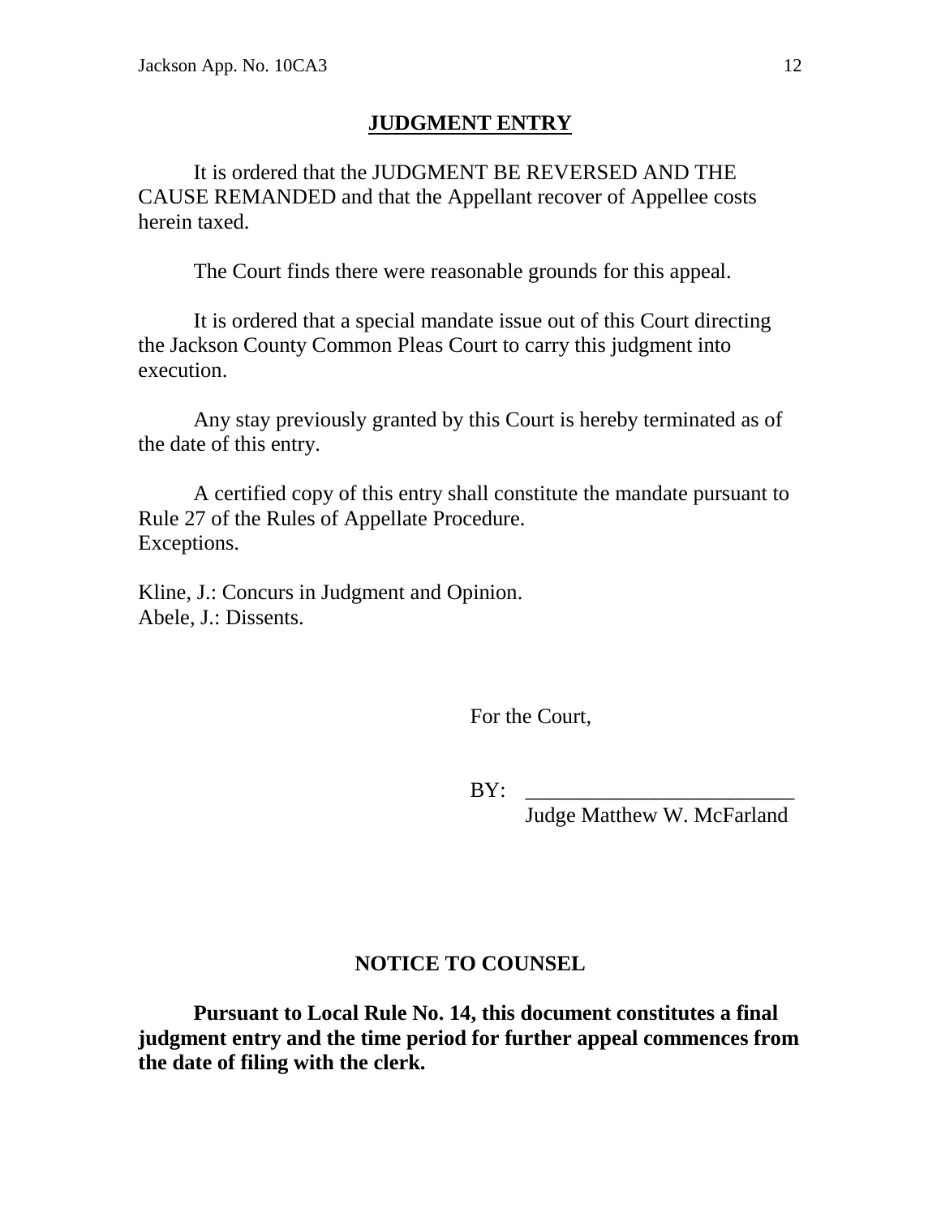## JUDGMENT ENTRY

It is ordered that the JUDGMENT BE REVERSED AND THE CAUSE REMANDED and that the Appellant recover of Appellee costs herein taxed.

The Court finds there were reasonable grounds for this appeal.

It is ordered that a special mandate issue out of this Court directing the Jackson County Common Pleas Court to carry this judgment into execution.

Any stay previously granted by this Court is hereby terminated as of the date of this entry.

A certified copy of this entry shall constitute the mandate pursuant to Rule 27 of the Rules of Appellate Procedure.
Exceptions.

Kline, J.: Concurs in Judgment and Opinion.
Abele, J.: Dissents.

For the Court,

BY: _________________________
Judge Matthew W. McFarland

**NOTICE TO COUNSEL**

**Pursuant to Local Rule No. 14, this document constitutes a final judgment entry and the time period for further appeal commences from the date of filing with the clerk.**